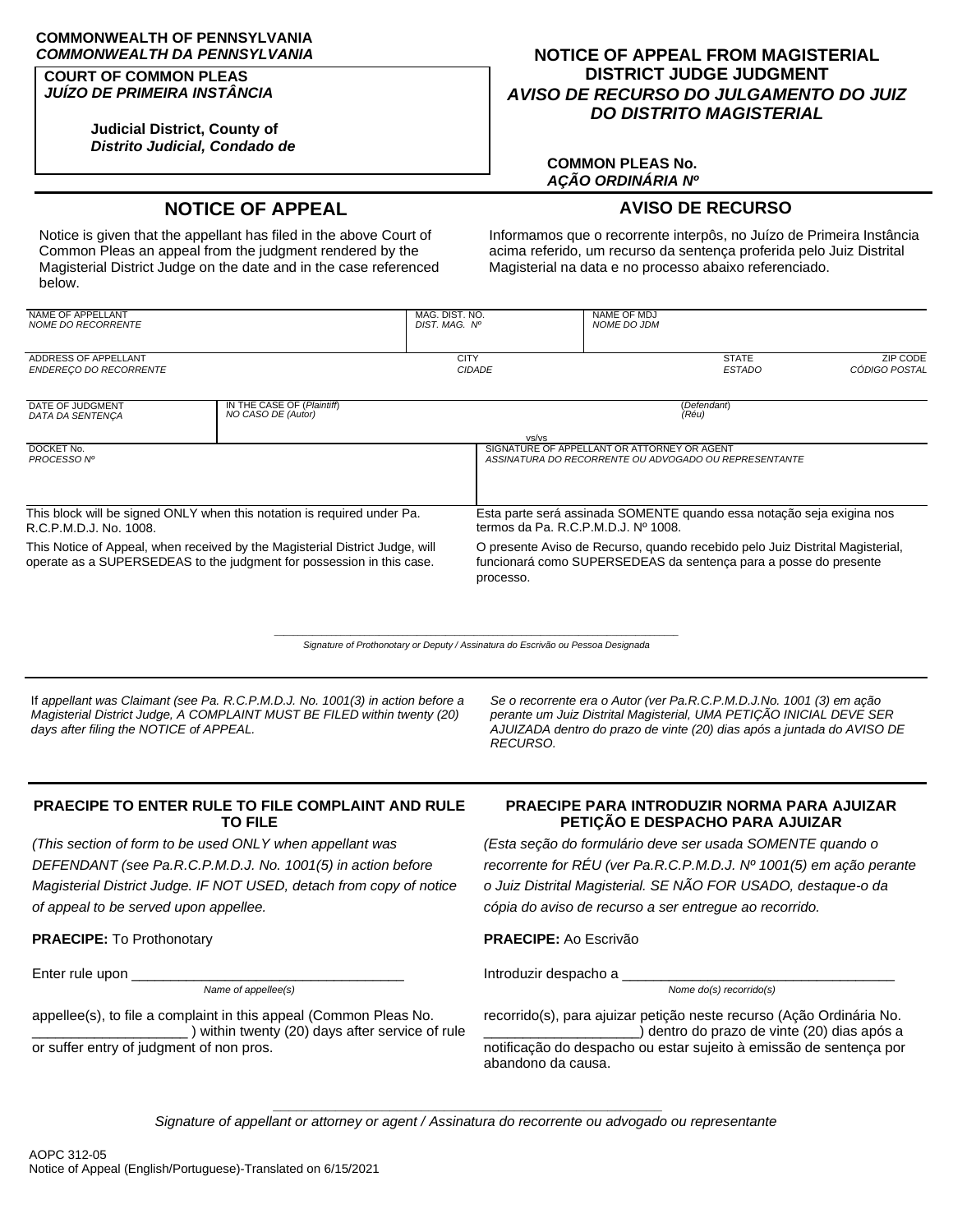**COMMONWEALTH OF PENNSYLVANIA**
***COMMONWEALTH DA PENNSYLVANIA***

**COURT OF COMMON PLEAS**
***JUÍZO DE PRIMEIRA INSTÂNCIA***

**Judicial District, County of**
***Distrito Judicial, Condado de***

# NOTICE OF APPEAL FROM MAGISTERIAL DISTRICT JUDGE JUDGMENT
# *AVISO DE RECURSO DO JULGAMENTO DO JUIZ DO DISTRITO MAGISTERIAL*

**COMMON PLEAS No.**
***AÇÃO ORDINÁRIA Nº***

## NOTICE OF APPEAL

Notice is given that the appellant has filed in the above Court of Common Pleas an appeal from the judgment rendered by the Magisterial District Judge on the date and in the case referenced below.

## AVISO DE RECURSO

Informamos que o recorrente interpôs, no Juízo de Primeira Instância acima referido, um recurso da sentença proferida pelo Juiz Distrital Magisterial na data e no processo abaixo referenciado.

| NAME OF APPELLANT / *NOME DO RECORRENTE* | MAG. DIST. NO. / *DIST. MAG. Nº* | NAME OF MDJ / *NOME DO JDM* | |
|---|---|---|---|
| ADDRESS OF APPELLANT / *ENDEREÇO DO RECORRENTE* | CITY / *CIDADE* | STATE / *ESTADO* | ZIP CODE / *CÓDIGO POSTAL* |

| DATE OF JUDGMENT / *DATA DA SENTENÇA* | IN THE CASE OF (*Plaintiff*) / *NO CASO DE (Autor)* | vs/vs | (*Defendant*) / *(Réu)* |
|---|---|---|---|

| DOCKET No. / *PROCESSO Nº* | SIGNATURE OF APPELLANT OR ATTORNEY OR AGENT / *ASSINATURA DO RECORRENTE OU ADVOGADO OU REPRESENTANTE* |
|---|---|

This block will be signed ONLY when this notation is required under Pa. R.C.P.M.D.J. No. 1008.

Esta parte será assinada SOMENTE quando essa notação seja exigina nos termos da Pa. R.C.P.M.D.J. Nº 1008.

This Notice of Appeal, when received by the Magisterial District Judge, will operate as a SUPERSEDEAS to the judgment for possession in this case.

O presente Aviso de Recurso, quando recebido pelo Juiz Distrital Magisterial, funcionará como SUPERSEDEAS da sentença para a posse do presente processo.

_______________________________________________
*Signature of Prothonotary or Deputy / Assinatura do Escrivão ou Pessoa Designada*

*If appellant was Claimant (see Pa. R.C.P.M.D.J. No. 1001(3) in action before a Magisterial District Judge, A COMPLAINT MUST BE FILED within twenty (20) days after filing the NOTICE of APPEAL.*

*Se o recorrente era o Autor (ver Pa.R.C.P.M.D.J.No. 1001 (3) em ação perante um Juiz Distrital Magisterial, UMA PETIÇÃO INICIAL DEVE SER AJUIZADA dentro do prazo de vinte (20) dias após a juntada do AVISO DE RECURSO.*

## PRAECIPE TO ENTER RULE TO FILE COMPLAINT AND RULE TO FILE

*(This section of form to be used ONLY when appellant was DEFENDANT (see Pa.R.C.P.M.D.J. No. 1001(5) in action before Magisterial District Judge. IF NOT USED, detach from copy of notice of appeal to be served upon appellee.*

**PRAECIPE:** To Prothonotary

Enter rule upon ___________________________________
*Name of appellee(s)*

appellee(s), to file a complaint in this appeal (Common Pleas No. ____________________ ) within twenty (20) days after service of rule or suffer entry of judgment of non pros.

## PRAECIPE PARA INTRODUZIR NORMA PARA AJUIZAR PETIÇÃO E DESPACHO PARA AJUIZAR

*(Esta seção do formulário deve ser usada SOMENTE quando o recorrente for RÉU (ver Pa.R.C.P.M.D.J. Nº 1001(5) em ação perante o Juiz Distrital Magisterial. SE NÃO FOR USADO, destaque-o da cópia do aviso de recurso a ser entregue ao recorrido.*

**PRAECIPE:** Ao Escrivão

Introduzir despacho a ___________________________________
*Nome do(s) recorrido(s)*

recorrido(s), para ajuizar petição neste recurso (Ação Ordinária No. ____________________) dentro do prazo de vinte (20) dias após a notificação do despacho ou estar sujeito à emissão de sentença por abandono da causa.

_______________________________________________
*Signature of appellant or attorney or agent / Assinatura do recorrente ou advogado ou representante*

AOPC 312-05
Notice of Appeal (English/Portuguese)-Translated on 6/15/2021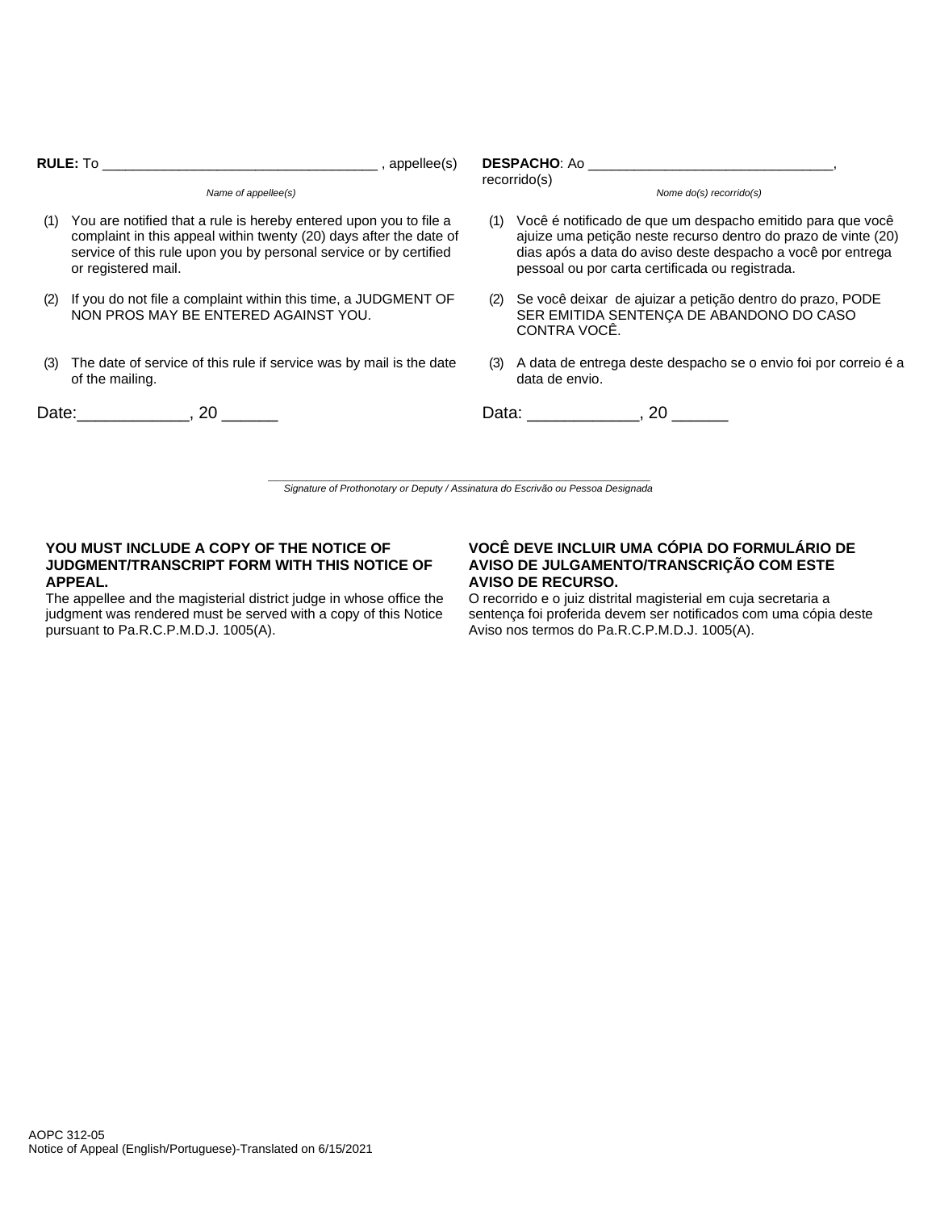**RULE:** To ___________________________________ , appellee(s)

*Name of appellee(s)*

(1) You are notified that a rule is hereby entered upon you to file a complaint in this appeal within twenty (20) days after the date of service of this rule upon you by personal service or by certified or registered mail.

(2) If you do not file a complaint within this time, a JUDGMENT OF NON PROS MAY BE ENTERED AGAINST YOU.

(3) The date of service of this rule if service was by mail is the date of the mailing.

Date:____________, 20 ______

**DESPACHO**: Ao ________________________________, recorrido(s)

*Nome do(s) recorrido(s)*

(1) Você é notificado de que um despacho emitido para que você ajuize uma petição neste recurso dentro do prazo de vinte (20) dias após a data do aviso deste despacho a você por entrega pessoal ou por carta certificada ou registrada.

(2) Se você deixar de ajuizar a petição dentro do prazo, PODE SER EMITIDA SENTENÇA DE ABANDONO DO CASO CONTRA VOCÊ.

(3) A data de entrega deste despacho se o envio foi por correio é a data de envio.

Data: ____________, 20 ______

______________________________________________________________

*Signature of Prothonotary or Deputy / Assinatura do Escrivão ou Pessoa Designada*

**YOU MUST INCLUDE A COPY OF THE NOTICE OF JUDGMENT/TRANSCRIPT FORM WITH THIS NOTICE OF APPEAL.**

The appellee and the magisterial district judge in whose office the judgment was rendered must be served with a copy of this Notice pursuant to Pa.R.C.P.M.D.J. 1005(A).

**VOCÊ DEVE INCLUIR UMA CÓPIA DO FORMULÁRIO DE AVISO DE JULGAMENTO/TRANSCRIÇÃO COM ESTE AVISO DE RECURSO.**

O recorrido e o juiz distrital magisterial em cuja secretaria a sentença foi proferida devem ser notificados com uma cópia deste Aviso nos termos do Pa.R.C.P.M.D.J. 1005(A).

AOPC 312-05
Notice of Appeal (English/Portuguese)-Translated on 6/15/2021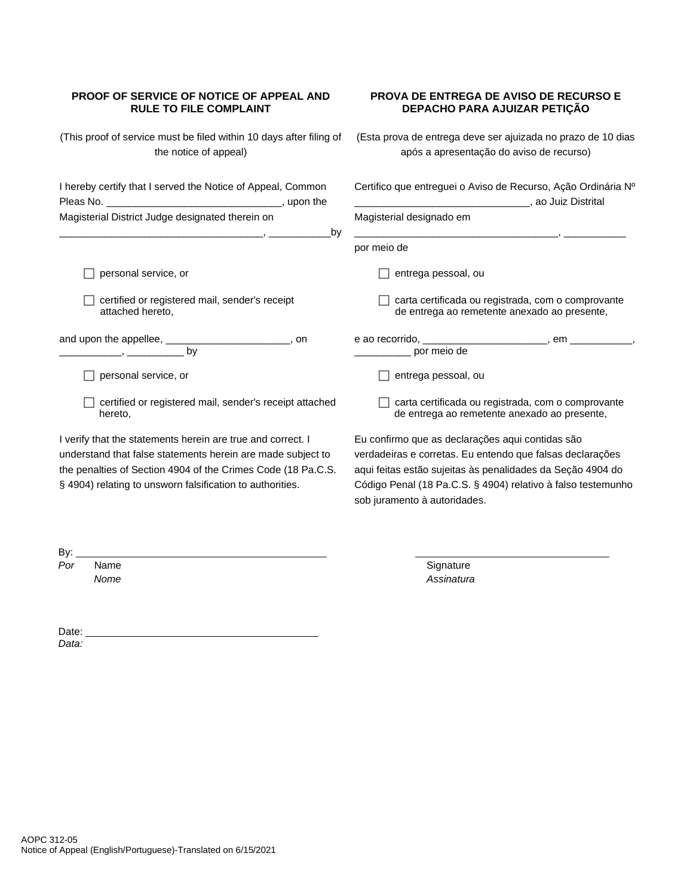**PROOF OF SERVICE OF NOTICE OF APPEAL AND RULE TO FILE COMPLAINT**

(This proof of service must be filed within 10 days after filing of the notice of appeal)

I hereby certify that I served the Notice of Appeal, Common Pleas No. ______________________________, upon the Magisterial District Judge designated therein on ___________________________________, ___________by

☐ personal service, or

☐ certified or registered mail, sender's receipt attached hereto,

and upon the appellee, ______________________, on ___________, __________ by

☐ personal service, or

☐ certified or registered mail, sender's receipt attached hereto,

I verify that the statements herein are true and correct. I understand that false statements herein are made subject to the penalties of Section 4904 of the Crimes Code (18 Pa.C.S. § 4904) relating to unsworn falsification to authorities.

**PROVA DE ENTREGA DE AVISO DE RECURSO E DEPACHO PARA AJUIZAR PETIÇÃO**

(Esta prova de entrega deve ser ajuizada no prazo de 10 dias após a apresentação do aviso de recurso)

Certifico que entreguei o Aviso de Recurso, Ação Ordinária Nº ______________________________, ao Juiz Distrital Magisterial designado em ___________________________________, ___________ por meio de

☐ entrega pessoal, ou

☐ carta certificada ou registrada, com o comprovante de entrega ao remetente anexado ao presente,

e ao recorrido, ______________________, em ___________, __________ por meio de

☐ entrega pessoal, ou

☐ carta certificada ou registrada, com o comprovante de entrega ao remetente anexado ao presente,

Eu confirmo que as declarações aqui contidas são verdadeiras e corretas. Eu entendo que falsas declarações aqui feitas estão sujeitas às penalidades da Seção 4904 do Código Penal (18 Pa.C.S. § 4904) relativo à falso testemunho sob juramento à autoridades.

By: ______________________________________ ______________________________

*Por* Name / *Nome* Signature / *Assinatura*

Date: ______________________________________

*Data:*

AOPC 312-05
Notice of Appeal (English/Portuguese)-Translated on 6/15/2021